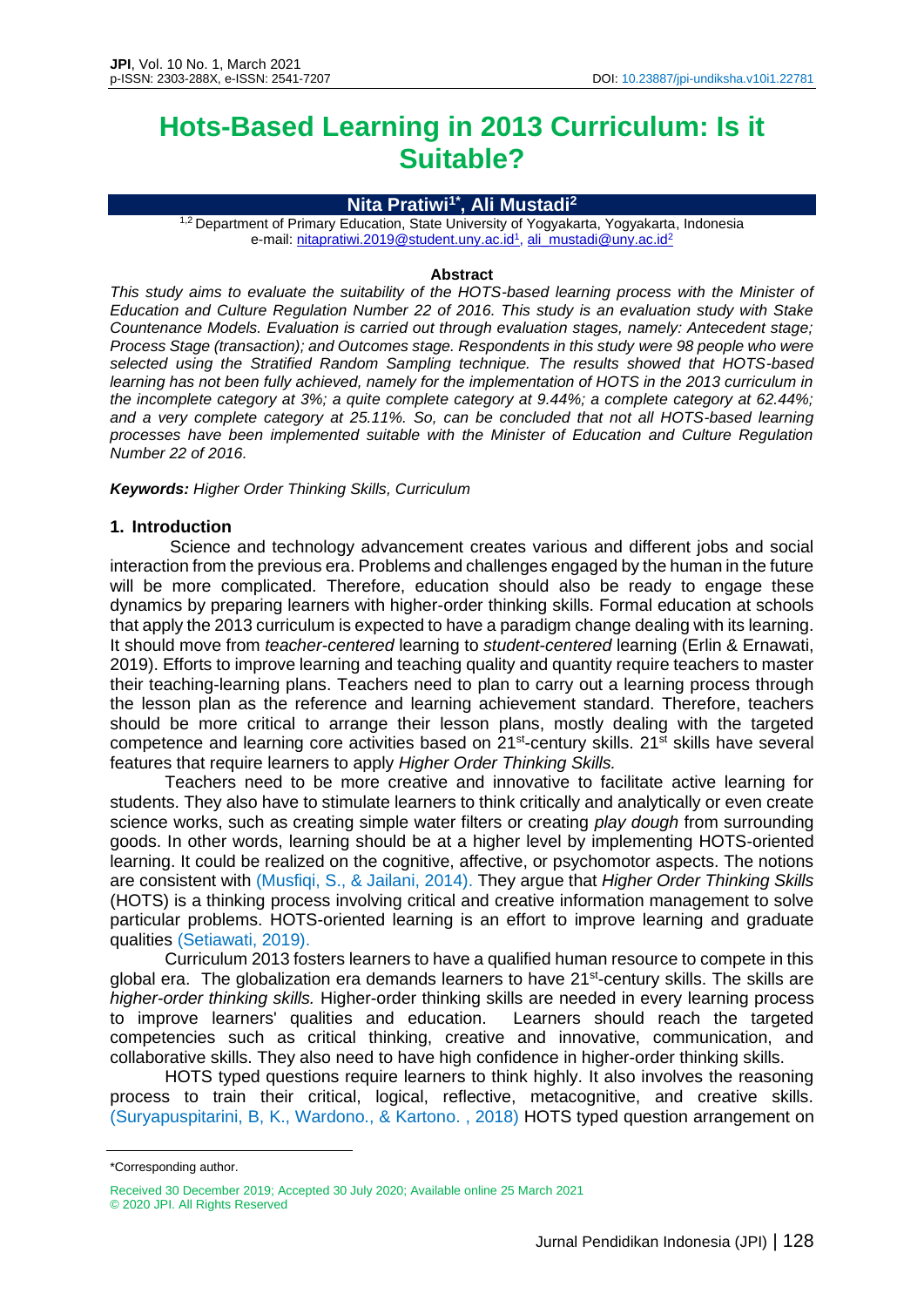# Hots-Based Learning in 2013 Curriculum: Is it Suitable?

**Nita Pratiwi[1*], Ali Mustadi[2]**

[1,2] Department of Primary Education, State University of Yogyakarta, Yogyakarta, Indonesia
e-mail: nitapratiwi.2019@student.uny.ac.id[1], ali_mustadi@uny.ac.id[2]

**Abstract**

*This study aims to evaluate the suitability of the HOTS-based learning process with the Minister of Education and Culture Regulation Number 22 of 2016. This study is an evaluation study with Stake Countenance Models. Evaluation is carried out through evaluation stages, namely: Antecedent stage; Process Stage (transaction); and Outcomes stage. Respondents in this study were 98 people who were selected using the Stratified Random Sampling technique. The results showed that HOTS-based learning has not been fully achieved, namely for the implementation of HOTS in the 2013 curriculum in the incomplete category at 3%; a quite complete category at 9.44%; a complete category at 62.44%; and a very complete category at 25.11%. So, can be concluded that not all HOTS-based learning processes have been implemented suitable with the Minister of Education and Culture Regulation Number 22 of 2016.*

***Keywords:*** *Higher Order Thinking Skills, Curriculum*

## 1. Introduction

Science and technology advancement creates various and different jobs and social interaction from the previous era. Problems and challenges engaged by the human in the future will be more complicated. Therefore, education should also be ready to engage these dynamics by preparing learners with higher-order thinking skills. Formal education at schools that apply the 2013 curriculum is expected to have a paradigm change dealing with its learning. It should move from *teacher-centered* learning to *student-centered* learning (Erlin & Ernawati, 2019). Efforts to improve learning and teaching quality and quantity require teachers to master their teaching-learning plans. Teachers need to plan to carry out a learning process through the lesson plan as the reference and learning achievement standard. Therefore, teachers should be more critical to arrange their lesson plans, mostly dealing with the targeted competence and learning core activities based on 21st-century skills. 21st skills have several features that require learners to apply *Higher Order Thinking Skills.*

Teachers need to be more creative and innovative to facilitate active learning for students. They also have to stimulate learners to think critically and analytically or even create science works, such as creating simple water filters or creating *play dough* from surrounding goods. In other words, learning should be at a higher level by implementing HOTS-oriented learning. It could be realized on the cognitive, affective, or psychomotor aspects. The notions are consistent with (Musfiqi, S., & Jailani, 2014). They argue that *Higher Order Thinking Skills* (HOTS) is a thinking process involving critical and creative information management to solve particular problems. HOTS-oriented learning is an effort to improve learning and graduate qualities (Setiawati, 2019).

Curriculum 2013 fosters learners to have a qualified human resource to compete in this global era. The globalization era demands learners to have 21st-century skills. The skills are *higher-order thinking skills.* Higher-order thinking skills are needed in every learning process to improve learners' qualities and education. Learners should reach the targeted competencies such as critical thinking, creative and innovative, communication, and collaborative skills. They also need to have high confidence in higher-order thinking skills.

HOTS typed questions require learners to think highly. It also involves the reasoning process to train their critical, logical, reflective, metacognitive, and creative skills. (Suryapuspitarini, B, K., Wardono., & Kartono. , 2018) HOTS typed question arrangement on

*Corresponding author.

Received 30 December 2019; Accepted 30 July 2020; Available online 25 March 2021
© 2020 JPI. All Rights Reserved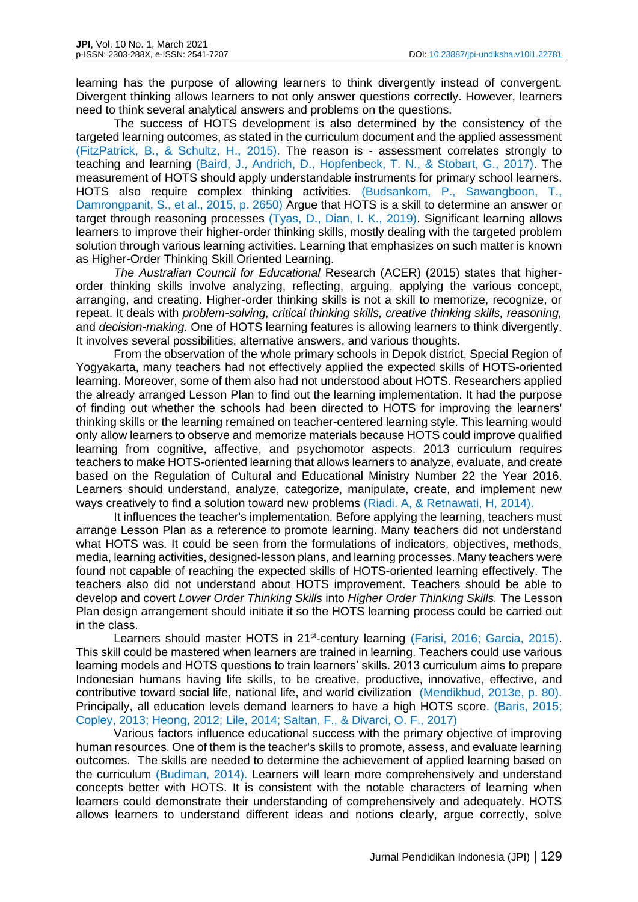learning has the purpose of allowing learners to think divergently instead of convergent. Divergent thinking allows learners to not only answer questions correctly. However, learners need to think several analytical answers and problems on the questions.

The success of HOTS development is also determined by the consistency of the targeted learning outcomes, as stated in the curriculum document and the applied assessment (FitzPatrick, B., & Schultz, H., 2015). The reason is - assessment correlates strongly to teaching and learning (Baird, J., Andrich, D., Hopfenbeck, T. N., & Stobart, G., 2017). The measurement of HOTS should apply understandable instruments for primary school learners. HOTS also require complex thinking activities. (Budsankom, P., Sawangboon, T., Damrongpanit, S., et al., 2015, p. 2650) Argue that HOTS is a skill to determine an answer or target through reasoning processes (Tyas, D., Dian, I. K., 2019). Significant learning allows learners to improve their higher-order thinking skills, mostly dealing with the targeted problem solution through various learning activities. Learning that emphasizes on such matter is known as Higher-Order Thinking Skill Oriented Learning.

*The Australian Council for Educational* Research (ACER) (2015) states that higher-order thinking skills involve analyzing, reflecting, arguing, applying the various concept, arranging, and creating. Higher-order thinking skills is not a skill to memorize, recognize, or repeat. It deals with *problem-solving, critical thinking skills, creative thinking skills, reasoning,* and *decision-making.* One of HOTS learning features is allowing learners to think divergently. It involves several possibilities, alternative answers, and various thoughts.

From the observation of the whole primary schools in Depok district, Special Region of Yogyakarta, many teachers had not effectively applied the expected skills of HOTS-oriented learning. Moreover, some of them also had not understood about HOTS. Researchers applied the already arranged Lesson Plan to find out the learning implementation. It had the purpose of finding out whether the schools had been directed to HOTS for improving the learners' thinking skills or the learning remained on teacher-centered learning style. This learning would only allow learners to observe and memorize materials because HOTS could improve qualified learning from cognitive, affective, and psychomotor aspects. 2013 curriculum requires teachers to make HOTS-oriented learning that allows learners to analyze, evaluate, and create based on the Regulation of Cultural and Educational Ministry Number 22 the Year 2016. Learners should understand, analyze, categorize, manipulate, create, and implement new ways creatively to find a solution toward new problems (Riadi. A, & Retnawati, H, 2014).

It influences the teacher's implementation. Before applying the learning, teachers must arrange Lesson Plan as a reference to promote learning. Many teachers did not understand what HOTS was. It could be seen from the formulations of indicators, objectives, methods, media, learning activities, designed-lesson plans, and learning processes. Many teachers were found not capable of reaching the expected skills of HOTS-oriented learning effectively. The teachers also did not understand about HOTS improvement. Teachers should be able to develop and covert *Lower Order Thinking Skills* into *Higher Order Thinking Skills.* The Lesson Plan design arrangement should initiate it so the HOTS learning process could be carried out in the class.

Learners should master HOTS in 21st-century learning (Farisi, 2016; Garcia, 2015). This skill could be mastered when learners are trained in learning. Teachers could use various learning models and HOTS questions to train learners' skills. 2013 curriculum aims to prepare Indonesian humans having life skills, to be creative, productive, innovative, effective, and contributive toward social life, national life, and world civilization (Mendikbud, 2013e, p. 80). Principally, all education levels demand learners to have a high HOTS score. (Baris, 2015; Copley, 2013; Heong, 2012; Lile, 2014; Saltan, F., & Divarci, O. F., 2017)

Various factors influence educational success with the primary objective of improving human resources. One of them is the teacher's skills to promote, assess, and evaluate learning outcomes. The skills are needed to determine the achievement of applied learning based on the curriculum (Budiman, 2014). Learners will learn more comprehensively and understand concepts better with HOTS. It is consistent with the notable characters of learning when learners could demonstrate their understanding of comprehensively and adequately. HOTS allows learners to understand different ideas and notions clearly, argue correctly, solve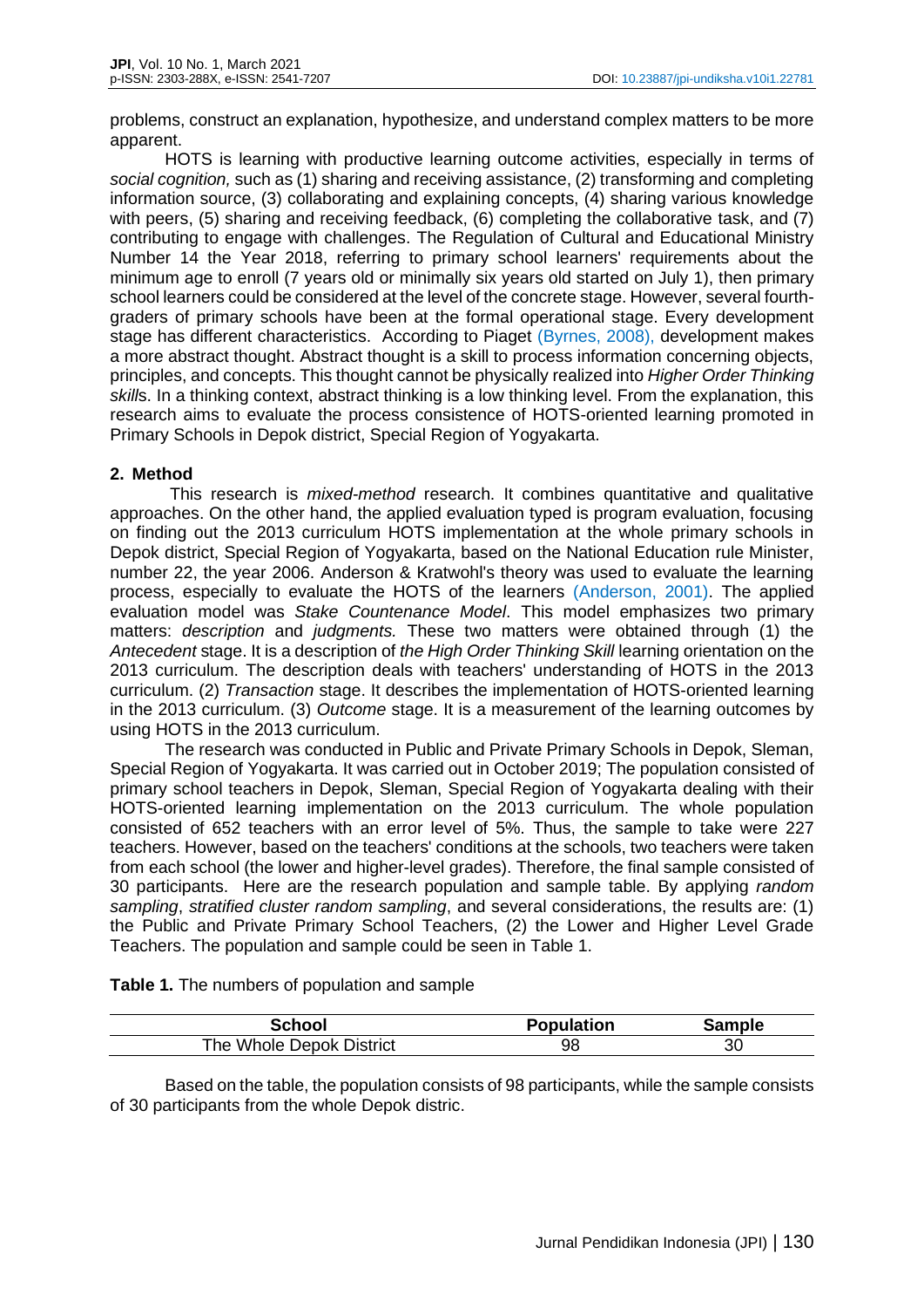problems, construct an explanation, hypothesize, and understand complex matters to be more apparent.

HOTS is learning with productive learning outcome activities, especially in terms of *social cognition,* such as (1) sharing and receiving assistance, (2) transforming and completing information source, (3) collaborating and explaining concepts, (4) sharing various knowledge with peers, (5) sharing and receiving feedback, (6) completing the collaborative task, and (7) contributing to engage with challenges. The Regulation of Cultural and Educational Ministry Number 14 the Year 2018, referring to primary school learners' requirements about the minimum age to enroll (7 years old or minimally six years old started on July 1), then primary school learners could be considered at the level of the concrete stage. However, several fourth-graders of primary schools have been at the formal operational stage. Every development stage has different characteristics. According to Piaget (Byrnes, 2008), development makes a more abstract thought. Abstract thought is a skill to process information concerning objects, principles, and concepts. This thought cannot be physically realized into *Higher Order Thinking skill*s. In a thinking context, abstract thinking is a low thinking level. From the explanation, this research aims to evaluate the process consistence of HOTS-oriented learning promoted in Primary Schools in Depok district, Special Region of Yogyakarta.

## 2. Method

This research is *mixed-method* research. It combines quantitative and qualitative approaches. On the other hand, the applied evaluation typed is program evaluation, focusing on finding out the 2013 curriculum HOTS implementation at the whole primary schools in Depok district, Special Region of Yogyakarta, based on the National Education rule Minister, number 22, the year 2006. Anderson & Kratwohl's theory was used to evaluate the learning process, especially to evaluate the HOTS of the learners (Anderson, 2001). The applied evaluation model was *Stake Countenance Model*. This model emphasizes two primary matters: *description* and *judgments.* These two matters were obtained through (1) the *Antecedent* stage. It is a description of *the High Order Thinking Skill* learning orientation on the 2013 curriculum. The description deals with teachers' understanding of HOTS in the 2013 curriculum. (2) *Transaction* stage. It describes the implementation of HOTS-oriented learning in the 2013 curriculum. (3) *Outcome* stage. It is a measurement of the learning outcomes by using HOTS in the 2013 curriculum.

The research was conducted in Public and Private Primary Schools in Depok, Sleman, Special Region of Yogyakarta. It was carried out in October 2019; The population consisted of primary school teachers in Depok, Sleman, Special Region of Yogyakarta dealing with their HOTS-oriented learning implementation on the 2013 curriculum. The whole population consisted of 652 teachers with an error level of 5%. Thus, the sample to take were 227 teachers. However, based on the teachers' conditions at the schools, two teachers were taken from each school (the lower and higher-level grades). Therefore, the final sample consisted of 30 participants. Here are the research population and sample table. By applying *random sampling*, *stratified cluster random sampling*, and several considerations, the results are: (1) the Public and Private Primary School Teachers, (2) the Lower and Higher Level Grade Teachers. The population and sample could be seen in Table 1.

**Table 1.** The numbers of population and sample

| School | Population | Sample |
|---|---|---|
| The Whole Depok District | 98 | 30 |

Based on the table, the population consists of 98 participants, while the sample consists of 30 participants from the whole Depok distric.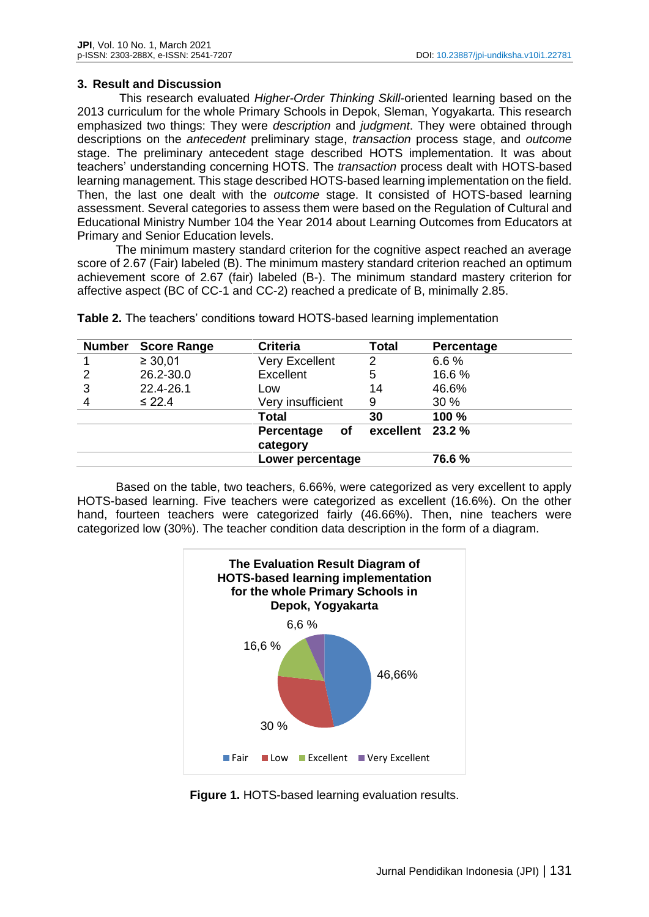## 3. Result and Discussion

This research evaluated *Higher-Order Thinking Skill*-oriented learning based on the 2013 curriculum for the whole Primary Schools in Depok, Sleman, Yogyakarta. This research emphasized two things: They were *description* and *judgment*. They were obtained through descriptions on the *antecedent* preliminary stage, *transaction* process stage, and *outcome* stage. The preliminary antecedent stage described HOTS implementation. It was about teachers' understanding concerning HOTS. The *transaction* process dealt with HOTS-based learning management. This stage described HOTS-based learning implementation on the field. Then, the last one dealt with the *outcome* stage. It consisted of HOTS-based learning assessment. Several categories to assess them were based on the Regulation of Cultural and Educational Ministry Number 104 the Year 2014 about Learning Outcomes from Educators at Primary and Senior Education levels.

The minimum mastery standard criterion for the cognitive aspect reached an average score of 2.67 (Fair) labeled (B). The minimum mastery standard criterion reached an optimum achievement score of 2.67 (fair) labeled (B-). The minimum standard mastery criterion for affective aspect (BC of CC-1 and CC-2) reached a predicate of B, minimally 2.85.

**Table 2.** The teachers' conditions toward HOTS-based learning implementation

| Number | Score Range | Criteria | Total | Percentage |
|---|---|---|---|---|
| 1 | ≥ 30,01 | Very Excellent | 2 | 6.6 % |
| 2 | 26.2-30.0 | Excellent | 5 | 16.6 % |
| 3 | 22.4-26.1 | Low | 14 | 46.6% |
| 4 | ≤ 22.4 | Very insufficient | 9 | 30 % |
| | | **Total** | **30** | **100 %** |
| | | **Percentage of category** | **excellent** | **23.2 %** |
| | | **Lower percentage** | | **76.6 %** |

Based on the table, two teachers, 6.66%, were categorized as very excellent to apply HOTS-based learning. Five teachers were categorized as excellent (16.6%). On the other hand, fourteen teachers were categorized fairly (46.66%). Then, nine teachers were categorized low (30%). The teacher condition data description in the form of a diagram.

**Figure 1.** HOTS-based learning evaluation results.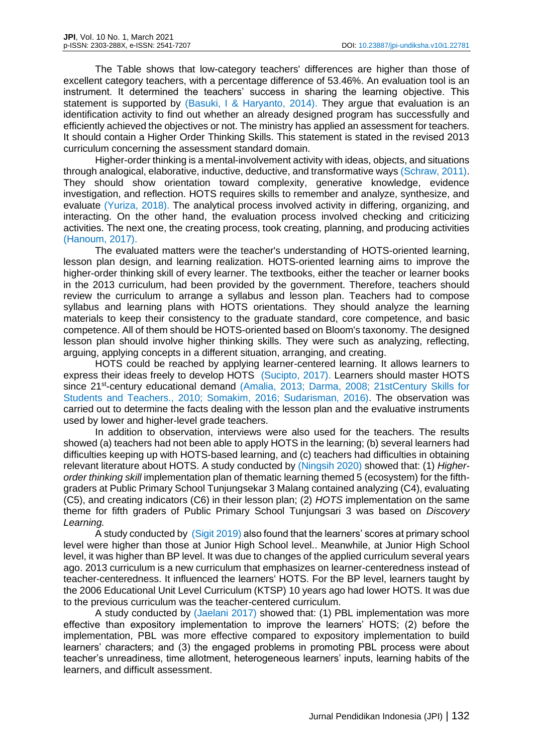The Table shows that low-category teachers' differences are higher than those of excellent category teachers, with a percentage difference of 53.46%. An evaluation tool is an instrument. It determined the teachers' success in sharing the learning objective. This statement is supported by (Basuki, I & Haryanto, 2014). They argue that evaluation is an identification activity to find out whether an already designed program has successfully and efficiently achieved the objectives or not. The ministry has applied an assessment for teachers. It should contain a Higher Order Thinking Skills. This statement is stated in the revised 2013 curriculum concerning the assessment standard domain.

Higher-order thinking is a mental-involvement activity with ideas, objects, and situations through analogical, elaborative, inductive, deductive, and transformative ways (Schraw, 2011). They should show orientation toward complexity, generative knowledge, evidence investigation, and reflection. HOTS requires skills to remember and analyze, synthesize, and evaluate (Yuriza, 2018). The analytical process involved activity in differing, organizing, and interacting. On the other hand, the evaluation process involved checking and criticizing activities. The next one, the creating process, took creating, planning, and producing activities (Hanoum, 2017).

The evaluated matters were the teacher's understanding of HOTS-oriented learning, lesson plan design, and learning realization. HOTS-oriented learning aims to improve the higher-order thinking skill of every learner. The textbooks, either the teacher or learner books in the 2013 curriculum, had been provided by the government. Therefore, teachers should review the curriculum to arrange a syllabus and lesson plan. Teachers had to compose syllabus and learning plans with HOTS orientations. They should analyze the learning materials to keep their consistency to the graduate standard, core competence, and basic competence. All of them should be HOTS-oriented based on Bloom's taxonomy. The designed lesson plan should involve higher thinking skills. They were such as analyzing, reflecting, arguing, applying concepts in a different situation, arranging, and creating.

HOTS could be reached by applying learner-centered learning. It allows learners to express their ideas freely to develop HOTS (Sucipto, 2017). Learners should master HOTS since 21st-century educational demand (Amalia, 2013; Darma, 2008; 21stCentury Skills for Students and Teachers., 2010; Somakim, 2016; Sudarisman, 2016). The observation was carried out to determine the facts dealing with the lesson plan and the evaluative instruments used by lower and higher-level grade teachers.

In addition to observation, interviews were also used for the teachers. The results showed (a) teachers had not been able to apply HOTS in the learning; (b) several learners had difficulties keeping up with HOTS-based learning, and (c) teachers had difficulties in obtaining relevant literature about HOTS. A study conducted by (Ningsih 2020) showed that: (1) *Higher-order thinking skill* implementation plan of thematic learning themed 5 (ecosystem) for the fifth-graders at Public Primary School Tunjungsekar 3 Malang contained analyzing (C4), evaluating (C5), and creating indicators (C6) in their lesson plan; (2) *HOTS* implementation on the same theme for fifth graders of Public Primary School Tunjungsari 3 was based on *Discovery Learning.*

A study conducted by (Sigit 2019) also found that the learners' scores at primary school level were higher than those at Junior High School level.. Meanwhile, at Junior High School level, it was higher than BP level. It was due to changes of the applied curriculum several years ago. 2013 curriculum is a new curriculum that emphasizes on learner-centeredness instead of teacher-centeredness. It influenced the learners' HOTS. For the BP level, learners taught by the 2006 Educational Unit Level Curriculum (KTSP) 10 years ago had lower HOTS. It was due to the previous curriculum was the teacher-centered curriculum.

A study conducted by (Jaelani 2017) showed that: (1) PBL implementation was more effective than expository implementation to improve the learners' HOTS; (2) before the implementation, PBL was more effective compared to expository implementation to build learners' characters; and (3) the engaged problems in promoting PBL process were about teacher's unreadiness, time allotment, heterogeneous learners' inputs, learning habits of the learners, and difficult assessment.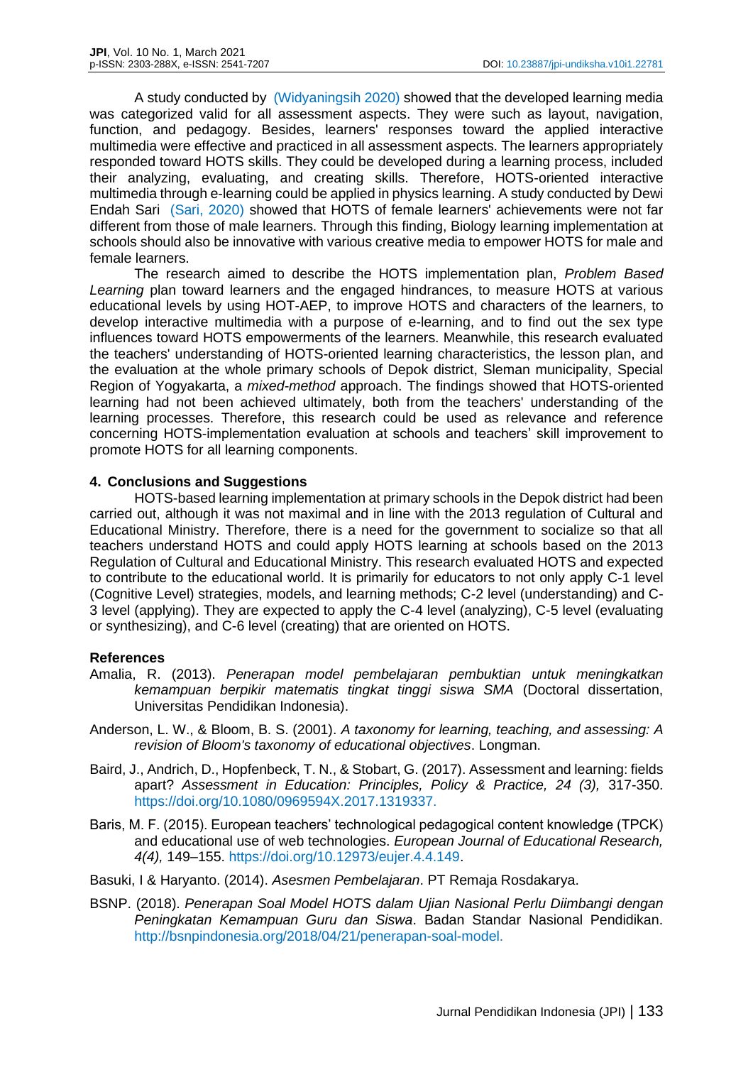A study conducted by (Widyaningsih 2020) showed that the developed learning media was categorized valid for all assessment aspects. They were such as layout, navigation, function, and pedagogy. Besides, learners' responses toward the applied interactive multimedia were effective and practiced in all assessment aspects. The learners appropriately responded toward HOTS skills. They could be developed during a learning process, included their analyzing, evaluating, and creating skills. Therefore, HOTS-oriented interactive multimedia through e-learning could be applied in physics learning. A study conducted by Dewi Endah Sari (Sari, 2020) showed that HOTS of female learners' achievements were not far different from those of male learners. Through this finding, Biology learning implementation at schools should also be innovative with various creative media to empower HOTS for male and female learners.

The research aimed to describe the HOTS implementation plan, *Problem Based Learning* plan toward learners and the engaged hindrances, to measure HOTS at various educational levels by using HOT-AEP, to improve HOTS and characters of the learners, to develop interactive multimedia with a purpose of e-learning, and to find out the sex type influences toward HOTS empowerments of the learners. Meanwhile, this research evaluated the teachers' understanding of HOTS-oriented learning characteristics, the lesson plan, and the evaluation at the whole primary schools of Depok district, Sleman municipality, Special Region of Yogyakarta, a *mixed-method* approach. The findings showed that HOTS-oriented learning had not been achieved ultimately, both from the teachers' understanding of the learning processes. Therefore, this research could be used as relevance and reference concerning HOTS-implementation evaluation at schools and teachers' skill improvement to promote HOTS for all learning components.

## 4. Conclusions and Suggestions

HOTS-based learning implementation at primary schools in the Depok district had been carried out, although it was not maximal and in line with the 2013 regulation of Cultural and Educational Ministry. Therefore, there is a need for the government to socialize so that all teachers understand HOTS and could apply HOTS learning at schools based on the 2013 Regulation of Cultural and Educational Ministry. This research evaluated HOTS and expected to contribute to the educational world. It is primarily for educators to not only apply C-1 level (Cognitive Level) strategies, models, and learning methods; C-2 level (understanding) and C-3 level (applying). They are expected to apply the C-4 level (analyzing), C-5 level (evaluating or synthesizing), and C-6 level (creating) that are oriented on HOTS.

## References

Amalia, R. (2013). *Penerapan model pembelajaran pembuktian untuk meningkatkan kemampuan berpikir matematis tingkat tinggi siswa SMA* (Doctoral dissertation, Universitas Pendidikan Indonesia).

Anderson, L. W., & Bloom, B. S. (2001). *A taxonomy for learning, teaching, and assessing: A revision of Bloom's taxonomy of educational objectives*. Longman.

Baird, J., Andrich, D., Hopfenbeck, T. N., & Stobart, G. (2017). Assessment and learning: fields apart? *Assessment in Education: Principles, Policy & Practice, 24 (3),* 317-350. https://doi.org/10.1080/0969594X.2017.1319337.

Baris, M. F. (2015). European teachers' technological pedagogical content knowledge (TPCK) and educational use of web technologies. *European Journal of Educational Research, 4(4),* 149–155. https://doi.org/10.12973/eujer.4.4.149.

Basuki, I & Haryanto. (2014). *Asesmen Pembelajaran*. PT Remaja Rosdakarya.

BSNP. (2018). *Penerapan Soal Model HOTS dalam Ujian Nasional Perlu Diimbangi dengan Peningkatan Kemampuan Guru dan Siswa*. Badan Standar Nasional Pendidikan. http://bsnpindonesia.org/2018/04/21/penerapan-soal-model.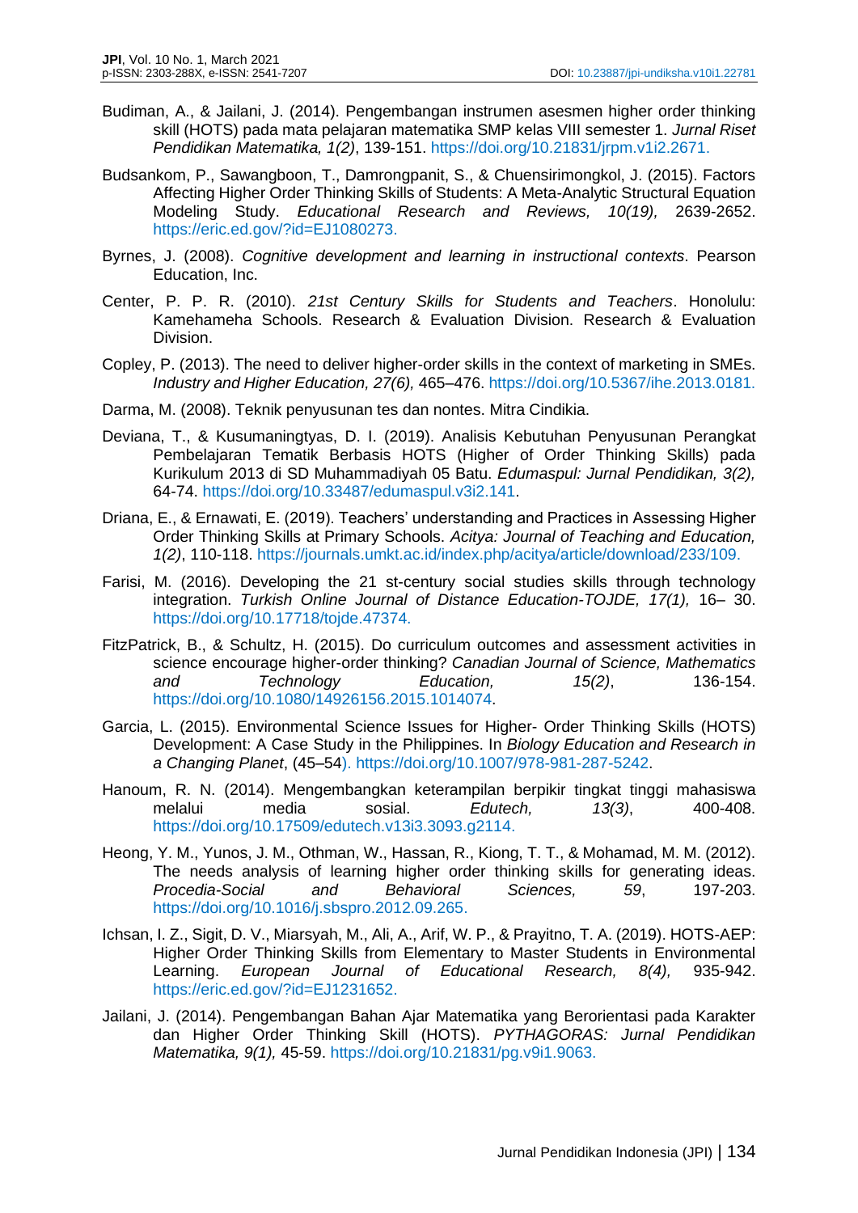Budiman, A., & Jailani, J. (2014). Pengembangan instrumen asesmen higher order thinking skill (HOTS) pada mata pelajaran matematika SMP kelas VIII semester 1. *Jurnal Riset Pendidikan Matematika, 1(2)*, 139-151. https://doi.org/10.21831/jrpm.v1i2.2671.

Budsankom, P., Sawangboon, T., Damrongpanit, S., & Chuensirimongkol, J. (2015). Factors Affecting Higher Order Thinking Skills of Students: A Meta-Analytic Structural Equation Modeling Study. *Educational Research and Reviews, 10(19),* 2639-2652. https://eric.ed.gov/?id=EJ1080273.

Byrnes, J. (2008). *Cognitive development and learning in instructional contexts*. Pearson Education, Inc.

Center, P. P. R. (2010). *21st Century Skills for Students and Teachers*. Honolulu: Kamehameha Schools. Research & Evaluation Division. Research & Evaluation Division.

Copley, P. (2013). The need to deliver higher-order skills in the context of marketing in SMEs. *Industry and Higher Education, 27(6),* 465–476. https://doi.org/10.5367/ihe.2013.0181.

Darma, M. (2008). Teknik penyusunan tes dan nontes. Mitra Cindikia.

Deviana, T., & Kusumaningtyas, D. I. (2019). Analisis Kebutuhan Penyusunan Perangkat Pembelajaran Tematik Berbasis HOTS (Higher of Order Thinking Skills) pada Kurikulum 2013 di SD Muhammadiyah 05 Batu. *Edumaspul: Jurnal Pendidikan, 3(2),* 64-74. https://doi.org/10.33487/edumaspul.v3i2.141.

Driana, E., & Ernawati, E. (2019). Teachers' understanding and Practices in Assessing Higher Order Thinking Skills at Primary Schools. *Acitya: Journal of Teaching and Education, 1(2)*, 110-118. https://journals.umkt.ac.id/index.php/acitya/article/download/233/109.

Farisi, M. (2016). Developing the 21 st-century social studies skills through technology integration. *Turkish Online Journal of Distance Education-TOJDE, 17(1),* 16– 30. https://doi.org/10.17718/tojde.47374.

FitzPatrick, B., & Schultz, H. (2015). Do curriculum outcomes and assessment activities in science encourage higher-order thinking? *Canadian Journal of Science, Mathematics and Technology Education, 15(2)*, 136-154. https://doi.org/10.1080/14926156.2015.1014074.

Garcia, L. (2015). Environmental Science Issues for Higher- Order Thinking Skills (HOTS) Development: A Case Study in the Philippines. In *Biology Education and Research in a Changing Planet*, (45–54). https://doi.org/10.1007/978-981-287-5242.

Hanoum, R. N. (2014). Mengembangkan keterampilan berpikir tingkat tinggi mahasiswa melalui media sosial. *Edutech, 13(3)*, 400-408. https://doi.org/10.17509/edutech.v13i3.3093.g2114.

Heong, Y. M., Yunos, J. M., Othman, W., Hassan, R., Kiong, T. T., & Mohamad, M. M. (2012). The needs analysis of learning higher order thinking skills for generating ideas. *Procedia-Social and Behavioral Sciences, 59*, 197-203. https://doi.org/10.1016/j.sbspro.2012.09.265.

Ichsan, I. Z., Sigit, D. V., Miarsyah, M., Ali, A., Arif, W. P., & Prayitno, T. A. (2019). HOTS-AEP: Higher Order Thinking Skills from Elementary to Master Students in Environmental Learning. *European Journal of Educational Research, 8(4),* 935-942. https://eric.ed.gov/?id=EJ1231652.

Jailani, J. (2014). Pengembangan Bahan Ajar Matematika yang Berorientasi pada Karakter dan Higher Order Thinking Skill (HOTS). *PYTHAGORAS: Jurnal Pendidikan Matematika, 9(1),* 45-59. https://doi.org/10.21831/pg.v9i1.9063.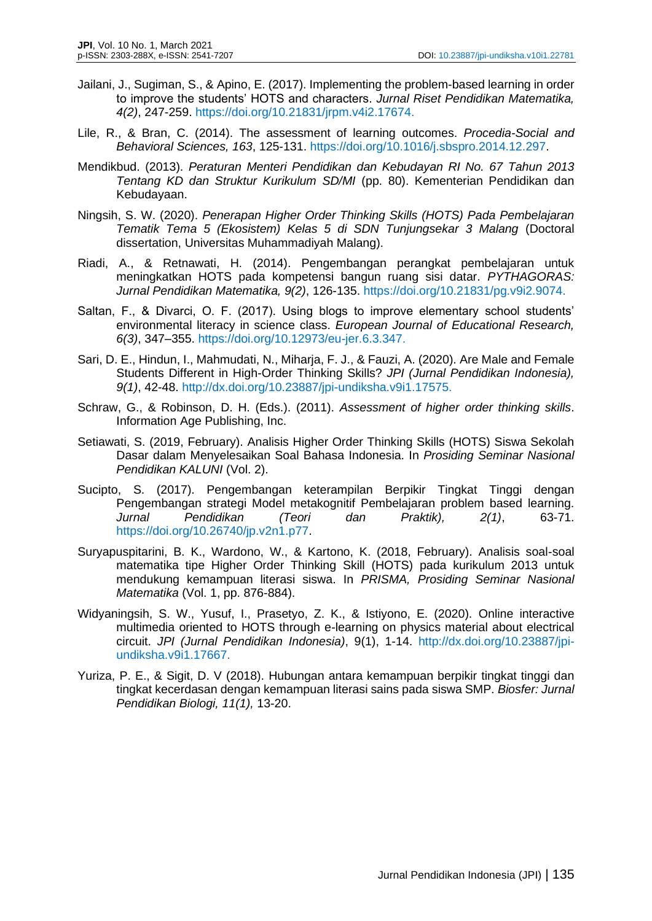Jailani, J., Sugiman, S., & Apino, E. (2017). Implementing the problem-based learning in order to improve the students' HOTS and characters. *Jurnal Riset Pendidikan Matematika, 4(2)*, 247-259. https://doi.org/10.21831/jrpm.v4i2.17674.

Lile, R., & Bran, C. (2014). The assessment of learning outcomes. *Procedia-Social and Behavioral Sciences, 163*, 125-131. https://doi.org/10.1016/j.sbspro.2014.12.297.

Mendikbud. (2013). *Peraturan Menteri Pendidikan dan Kebudayan RI No. 67 Tahun 2013 Tentang KD dan Struktur Kurikulum SD/MI* (pp. 80). Kementerian Pendidikan dan Kebudayaan.

Ningsih, S. W. (2020). *Penerapan Higher Order Thinking Skills (HOTS) Pada Pembelajaran Tematik Tema 5 (Ekosistem) Kelas 5 di SDN Tunjungsekar 3 Malang* (Doctoral dissertation, Universitas Muhammadiyah Malang).

Riadi, A., & Retnawati, H. (2014). Pengembangan perangkat pembelajaran untuk meningkatkan HOTS pada kompetensi bangun ruang sisi datar. *PYTHAGORAS: Jurnal Pendidikan Matematika, 9(2)*, 126-135. https://doi.org/10.21831/pg.v9i2.9074.

Saltan, F., & Divarci, O. F. (2017). Using blogs to improve elementary school students' environmental literacy in science class. *European Journal of Educational Research, 6(3)*, 347–355. https://doi.org/10.12973/eu-jer.6.3.347.

Sari, D. E., Hindun, I., Mahmudati, N., Miharja, F. J., & Fauzi, A. (2020). Are Male and Female Students Different in High-Order Thinking Skills? *JPI (Jurnal Pendidikan Indonesia), 9(1)*, 42-48. http://dx.doi.org/10.23887/jpi-undiksha.v9i1.17575.

Schraw, G., & Robinson, D. H. (Eds.). (2011). *Assessment of higher order thinking skills*. Information Age Publishing, Inc.

Setiawati, S. (2019, February). Analisis Higher Order Thinking Skills (HOTS) Siswa Sekolah Dasar dalam Menyelesaikan Soal Bahasa Indonesia. In *Prosiding Seminar Nasional Pendidikan KALUNI* (Vol. 2).

Sucipto, S. (2017). Pengembangan keterampilan Berpikir Tingkat Tinggi dengan Pengembangan strategi Model metakognitif Pembelajaran problem based learning. *Jurnal Pendidikan (Teori dan Praktik), 2(1)*, 63-71. https://doi.org/10.26740/jp.v2n1.p77.

Suryapuspitarini, B. K., Wardono, W., & Kartono, K. (2018, February). Analisis soal-soal matematika tipe Higher Order Thinking Skill (HOTS) pada kurikulum 2013 untuk mendukung kemampuan literasi siswa. In *PRISMA, Prosiding Seminar Nasional Matematika* (Vol. 1, pp. 876-884).

Widyaningsih, S. W., Yusuf, I., Prasetyo, Z. K., & Istiyono, E. (2020). Online interactive multimedia oriented to HOTS through e-learning on physics material about electrical circuit. *JPI (Jurnal Pendidikan Indonesia)*, 9(1), 1-14. http://dx.doi.org/10.23887/jpi-undiksha.v9i1.17667.

Yuriza, P. E., & Sigit, D. V (2018). Hubungan antara kemampuan berpikir tingkat tinggi dan tingkat kecerdasan dengan kemampuan literasi sains pada siswa SMP. *Biosfer: Jurnal Pendidikan Biologi, 11(1),* 13-20.